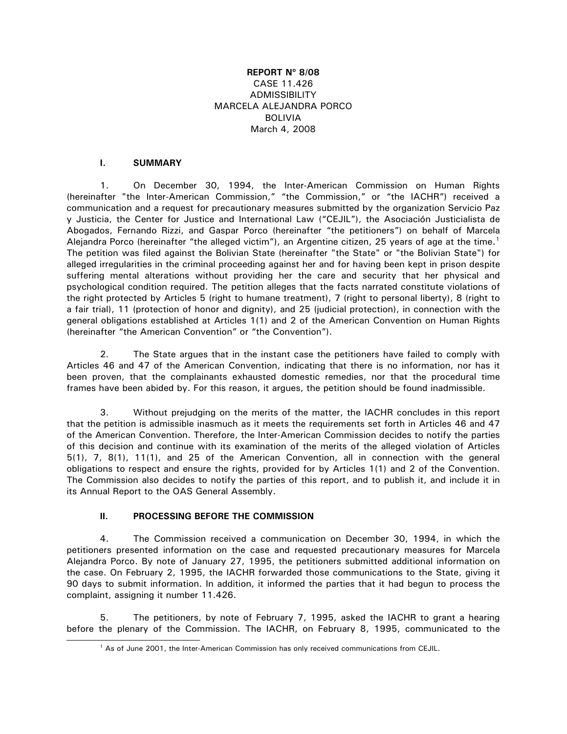**REPORT Nº 8/08**
CASE 11.426
ADMISSIBILITY
MARCELA ALEJANDRA PORCO
BOLIVIA
March 4, 2008

## I. SUMMARY

1. On December 30, 1994, the Inter-American Commission on Human Rights (hereinafter "the Inter-American Commission," "the Commission," or "the IACHR") received a communication and a request for precautionary measures submitted by the organization Servicio Paz y Justicia, the Center for Justice and International Law ("CEJIL"), the Asociación Justicialista de Abogados, Fernando Rizzi, and Gaspar Porco (hereinafter "the petitioners") on behalf of Marcela Alejandra Porco (hereinafter "the alleged victim"), an Argentine citizen, 25 years of age at the time.[1] The petition was filed against the Bolivian State (hereinafter "the State" or "the Bolivian State") for alleged irregularities in the criminal proceeding against her and for having been kept in prison despite suffering mental alterations without providing her the care and security that her physical and psychological condition required. The petition alleges that the facts narrated constitute violations of the right protected by Articles 5 (right to humane treatment), 7 (right to personal liberty), 8 (right to a fair trial), 11 (protection of honor and dignity), and 25 (judicial protection), in connection with the general obligations established at Articles 1(1) and 2 of the American Convention on Human Rights (hereinafter "the American Convention" or "the Convention").

2. The State argues that in the instant case the petitioners have failed to comply with Articles 46 and 47 of the American Convention, indicating that there is no information, nor has it been proven, that the complainants exhausted domestic remedies, nor that the procedural time frames have been abided by. For this reason, it argues, the petition should be found inadmissible.

3. Without prejudging on the merits of the matter, the IACHR concludes in this report that the petition is admissible inasmuch as it meets the requirements set forth in Articles 46 and 47 of the American Convention. Therefore, the Inter-American Commission decides to notify the parties of this decision and continue with its examination of the merits of the alleged violation of Articles 5(1), 7, 8(1), 11(1), and 25 of the American Convention, all in connection with the general obligations to respect and ensure the rights, provided for by Articles 1(1) and 2 of the Convention. The Commission also decides to notify the parties of this report, and to publish it, and include it in its Annual Report to the OAS General Assembly.

## II. PROCESSING BEFORE THE COMMISSION

4. The Commission received a communication on December 30, 1994, in which the petitioners presented information on the case and requested precautionary measures for Marcela Alejandra Porco. By note of January 27, 1995, the petitioners submitted additional information on the case. On February 2, 1995, the IACHR forwarded those communications to the State, giving it 90 days to submit information. In addition, it informed the parties that it had begun to process the complaint, assigning it number 11.426.

5. The petitioners, by note of February 7, 1995, asked the IACHR to grant a hearing before the plenary of the Commission. The IACHR, on February 8, 1995, communicated to the

[1] As of June 2001, the Inter-American Commission has only received communications from CEJIL.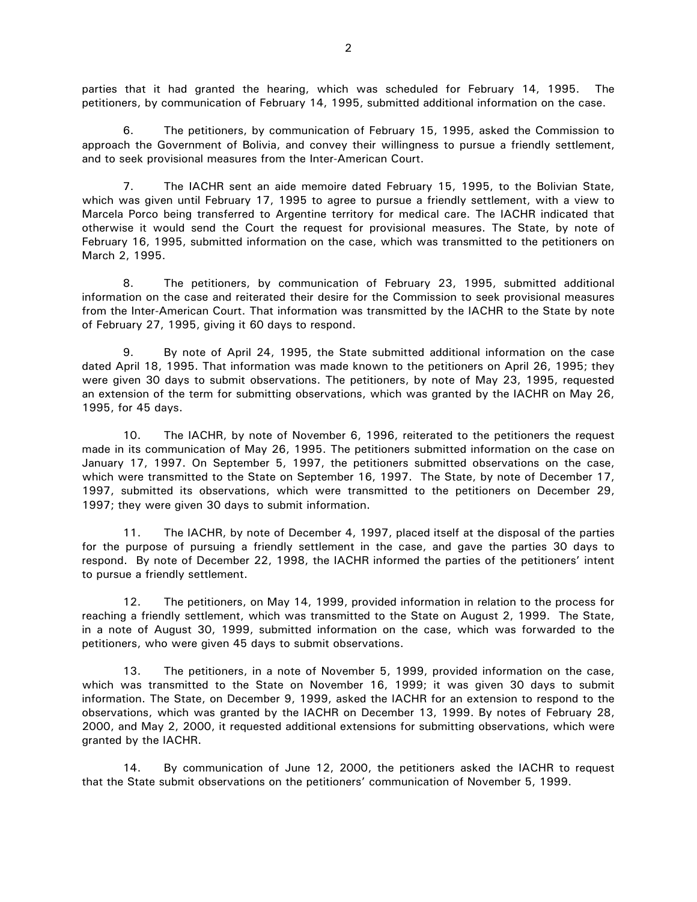parties that it had granted the hearing, which was scheduled for February 14, 1995. The petitioners, by communication of February 14, 1995, submitted additional information on the case.

6. The petitioners, by communication of February 15, 1995, asked the Commission to approach the Government of Bolivia, and convey their willingness to pursue a friendly settlement, and to seek provisional measures from the Inter-American Court.

7. The IACHR sent an aide memoire dated February 15, 1995, to the Bolivian State, which was given until February 17, 1995 to agree to pursue a friendly settlement, with a view to Marcela Porco being transferred to Argentine territory for medical care. The IACHR indicated that otherwise it would send the Court the request for provisional measures. The State, by note of February 16, 1995, submitted information on the case, which was transmitted to the petitioners on March 2, 1995.

8. The petitioners, by communication of February 23, 1995, submitted additional information on the case and reiterated their desire for the Commission to seek provisional measures from the Inter-American Court. That information was transmitted by the IACHR to the State by note of February 27, 1995, giving it 60 days to respond.

9. By note of April 24, 1995, the State submitted additional information on the case dated April 18, 1995. That information was made known to the petitioners on April 26, 1995; they were given 30 days to submit observations. The petitioners, by note of May 23, 1995, requested an extension of the term for submitting observations, which was granted by the IACHR on May 26, 1995, for 45 days.

10. The IACHR, by note of November 6, 1996, reiterated to the petitioners the request made in its communication of May 26, 1995. The petitioners submitted information on the case on January 17, 1997. On September 5, 1997, the petitioners submitted observations on the case, which were transmitted to the State on September 16, 1997. The State, by note of December 17, 1997, submitted its observations, which were transmitted to the petitioners on December 29, 1997; they were given 30 days to submit information.

11. The IACHR, by note of December 4, 1997, placed itself at the disposal of the parties for the purpose of pursuing a friendly settlement in the case, and gave the parties 30 days to respond. By note of December 22, 1998, the IACHR informed the parties of the petitioners' intent to pursue a friendly settlement.

12. The petitioners, on May 14, 1999, provided information in relation to the process for reaching a friendly settlement, which was transmitted to the State on August 2, 1999. The State, in a note of August 30, 1999, submitted information on the case, which was forwarded to the petitioners, who were given 45 days to submit observations.

13. The petitioners, in a note of November 5, 1999, provided information on the case, which was transmitted to the State on November 16, 1999; it was given 30 days to submit information. The State, on December 9, 1999, asked the IACHR for an extension to respond to the observations, which was granted by the IACHR on December 13, 1999. By notes of February 28, 2000, and May 2, 2000, it requested additional extensions for submitting observations, which were granted by the IACHR.

14. By communication of June 12, 2000, the petitioners asked the IACHR to request that the State submit observations on the petitioners' communication of November 5, 1999.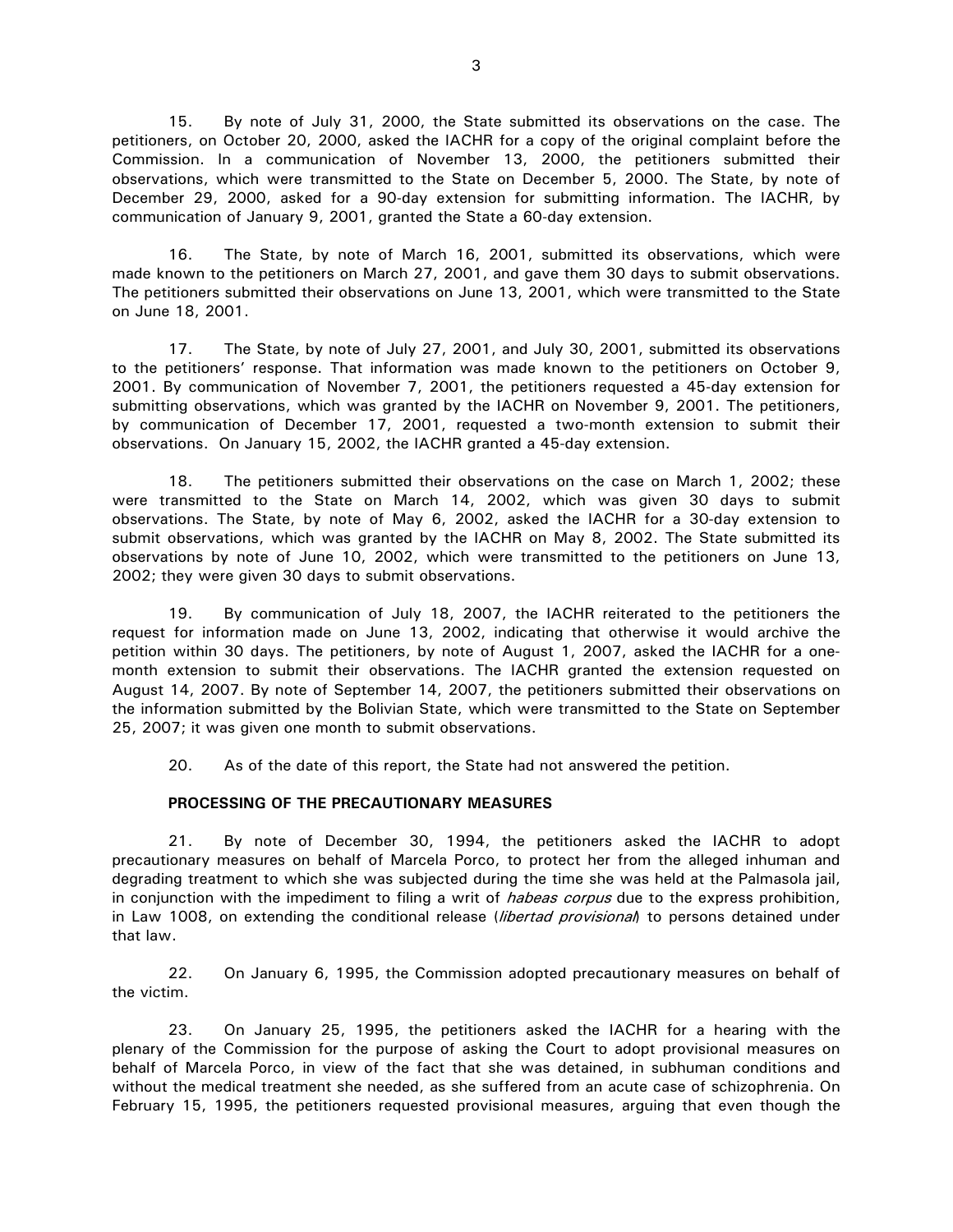15. By note of July 31, 2000, the State submitted its observations on the case. The petitioners, on October 20, 2000, asked the IACHR for a copy of the original complaint before the Commission. In a communication of November 13, 2000, the petitioners submitted their observations, which were transmitted to the State on December 5, 2000. The State, by note of December 29, 2000, asked for a 90-day extension for submitting information. The IACHR, by communication of January 9, 2001, granted the State a 60-day extension.

16. The State, by note of March 16, 2001, submitted its observations, which were made known to the petitioners on March 27, 2001, and gave them 30 days to submit observations. The petitioners submitted their observations on June 13, 2001, which were transmitted to the State on June 18, 2001.

17. The State, by note of July 27, 2001, and July 30, 2001, submitted its observations to the petitioners' response. That information was made known to the petitioners on October 9, 2001. By communication of November 7, 2001, the petitioners requested a 45-day extension for submitting observations, which was granted by the IACHR on November 9, 2001. The petitioners, by communication of December 17, 2001, requested a two-month extension to submit their observations. On January 15, 2002, the IACHR granted a 45-day extension.

18. The petitioners submitted their observations on the case on March 1, 2002; these were transmitted to the State on March 14, 2002, which was given 30 days to submit observations. The State, by note of May 6, 2002, asked the IACHR for a 30-day extension to submit observations, which was granted by the IACHR on May 8, 2002. The State submitted its observations by note of June 10, 2002, which were transmitted to the petitioners on June 13, 2002; they were given 30 days to submit observations.

19. By communication of July 18, 2007, the IACHR reiterated to the petitioners the request for information made on June 13, 2002, indicating that otherwise it would archive the petition within 30 days. The petitioners, by note of August 1, 2007, asked the IACHR for a one-month extension to submit their observations. The IACHR granted the extension requested on August 14, 2007. By note of September 14, 2007, the petitioners submitted their observations on the information submitted by the Bolivian State, which were transmitted to the State on September 25, 2007; it was given one month to submit observations.

20. As of the date of this report, the State had not answered the petition.

**PROCESSING OF THE PRECAUTIONARY MEASURES**

21. By note of December 30, 1994, the petitioners asked the IACHR to adopt precautionary measures on behalf of Marcela Porco, to protect her from the alleged inhuman and degrading treatment to which she was subjected during the time she was held at the Palmasola jail, in conjunction with the impediment to filing a writ of *habeas corpus* due to the express prohibition, in Law 1008, on extending the conditional release (*libertad provisional*) to persons detained under that law.

22. On January 6, 1995, the Commission adopted precautionary measures on behalf of the victim.

23. On January 25, 1995, the petitioners asked the IACHR for a hearing with the plenary of the Commission for the purpose of asking the Court to adopt provisional measures on behalf of Marcela Porco, in view of the fact that she was detained, in subhuman conditions and without the medical treatment she needed, as she suffered from an acute case of schizophrenia. On February 15, 1995, the petitioners requested provisional measures, arguing that even though the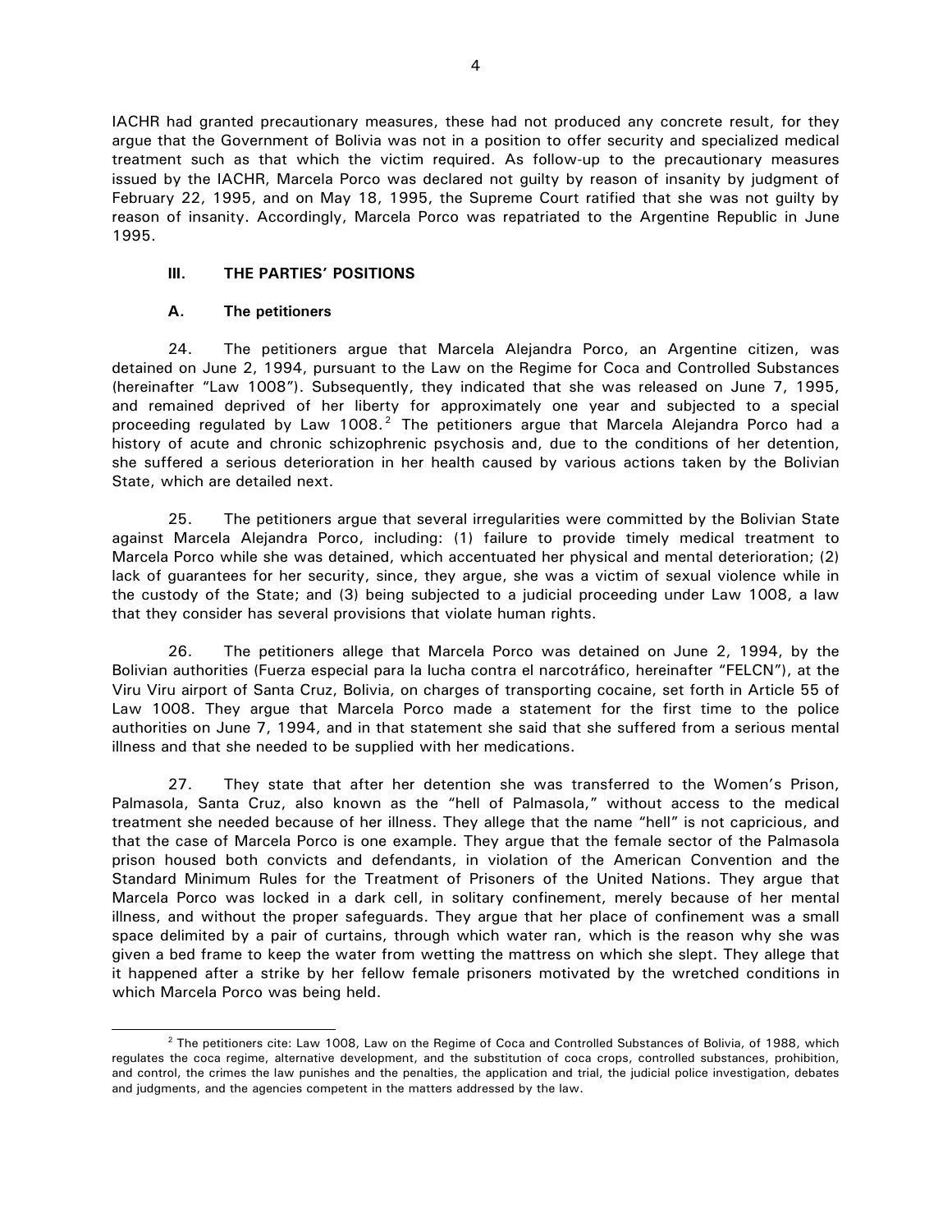IACHR had granted precautionary measures, these had not produced any concrete result, for they argue that the Government of Bolivia was not in a position to offer security and specialized medical treatment such as that which the victim required. As follow-up to the precautionary measures issued by the IACHR, Marcela Porco was declared not guilty by reason of insanity by judgment of February 22, 1995, and on May 18, 1995, the Supreme Court ratified that she was not guilty by reason of insanity. Accordingly, Marcela Porco was repatriated to the Argentine Republic in June 1995.

## III. THE PARTIES' POSITIONS

### A. The petitioners

24. The petitioners argue that Marcela Alejandra Porco, an Argentine citizen, was detained on June 2, 1994, pursuant to the Law on the Regime for Coca and Controlled Substances (hereinafter "Law 1008"). Subsequently, they indicated that she was released on June 7, 1995, and remained deprived of her liberty for approximately one year and subjected to a special proceeding regulated by Law 1008.[2] The petitioners argue that Marcela Alejandra Porco had a history of acute and chronic schizophrenic psychosis and, due to the conditions of her detention, she suffered a serious deterioration in her health caused by various actions taken by the Bolivian State, which are detailed next.

25. The petitioners argue that several irregularities were committed by the Bolivian State against Marcela Alejandra Porco, including: (1) failure to provide timely medical treatment to Marcela Porco while she was detained, which accentuated her physical and mental deterioration; (2) lack of guarantees for her security, since, they argue, she was a victim of sexual violence while in the custody of the State; and (3) being subjected to a judicial proceeding under Law 1008, a law that they consider has several provisions that violate human rights.

26. The petitioners allege that Marcela Porco was detained on June 2, 1994, by the Bolivian authorities (Fuerza especial para la lucha contra el narcotráfico, hereinafter "FELCN"), at the Viru Viru airport of Santa Cruz, Bolivia, on charges of transporting cocaine, set forth in Article 55 of Law 1008. They argue that Marcela Porco made a statement for the first time to the police authorities on June 7, 1994, and in that statement she said that she suffered from a serious mental illness and that she needed to be supplied with her medications.

27. They state that after her detention she was transferred to the Women's Prison, Palmasola, Santa Cruz, also known as the "hell of Palmasola," without access to the medical treatment she needed because of her illness. They allege that the name "hell" is not capricious, and that the case of Marcela Porco is one example. They argue that the female sector of the Palmasola prison housed both convicts and defendants, in violation of the American Convention and the Standard Minimum Rules for the Treatment of Prisoners of the United Nations. They argue that Marcela Porco was locked in a dark cell, in solitary confinement, merely because of her mental illness, and without the proper safeguards. They argue that her place of confinement was a small space delimited by a pair of curtains, through which water ran, which is the reason why she was given a bed frame to keep the water from wetting the mattress on which she slept. They allege that it happened after a strike by her fellow female prisoners motivated by the wretched conditions in which Marcela Porco was being held.

[2] The petitioners cite: Law 1008, Law on the Regime of Coca and Controlled Substances of Bolivia, of 1988, which regulates the coca regime, alternative development, and the substitution of coca crops, controlled substances, prohibition, and control, the crimes the law punishes and the penalties, the application and trial, the judicial police investigation, debates and judgments, and the agencies competent in the matters addressed by the law.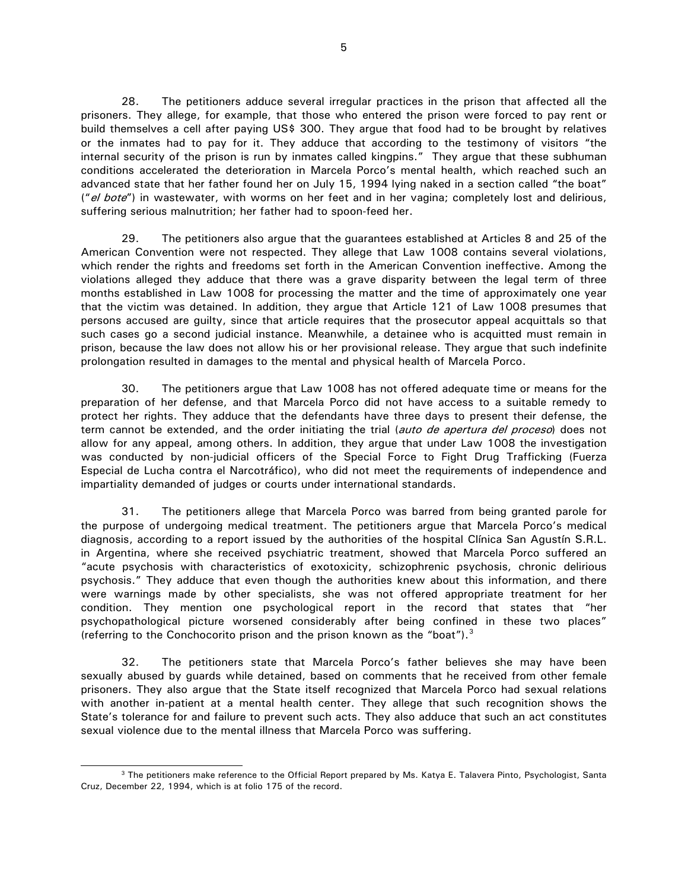28. The petitioners adduce several irregular practices in the prison that affected all the prisoners. They allege, for example, that those who entered the prison were forced to pay rent or build themselves a cell after paying US$ 300. They argue that food had to be brought by relatives or the inmates had to pay for it. They adduce that according to the testimony of visitors "the internal security of the prison is run by inmates called kingpins." They argue that these subhuman conditions accelerated the deterioration in Marcela Porco's mental health, which reached such an advanced state that her father found her on July 15, 1994 lying naked in a section called "the boat" ("*el bote*") in wastewater, with worms on her feet and in her vagina; completely lost and delirious, suffering serious malnutrition; her father had to spoon-feed her.

29. The petitioners also argue that the guarantees established at Articles 8 and 25 of the American Convention were not respected. They allege that Law 1008 contains several violations, which render the rights and freedoms set forth in the American Convention ineffective. Among the violations alleged they adduce that there was a grave disparity between the legal term of three months established in Law 1008 for processing the matter and the time of approximately one year that the victim was detained. In addition, they argue that Article 121 of Law 1008 presumes that persons accused are guilty, since that article requires that the prosecutor appeal acquittals so that such cases go a second judicial instance. Meanwhile, a detainee who is acquitted must remain in prison, because the law does not allow his or her provisional release. They argue that such indefinite prolongation resulted in damages to the mental and physical health of Marcela Porco.

30. The petitioners argue that Law 1008 has not offered adequate time or means for the preparation of her defense, and that Marcela Porco did not have access to a suitable remedy to protect her rights. They adduce that the defendants have three days to present their defense, the term cannot be extended, and the order initiating the trial (*auto de apertura del proceso*) does not allow for any appeal, among others. In addition, they argue that under Law 1008 the investigation was conducted by non-judicial officers of the Special Force to Fight Drug Trafficking (Fuerza Especial de Lucha contra el Narcotráfico), who did not meet the requirements of independence and impartiality demanded of judges or courts under international standards.

31. The petitioners allege that Marcela Porco was barred from being granted parole for the purpose of undergoing medical treatment. The petitioners argue that Marcela Porco's medical diagnosis, according to a report issued by the authorities of the hospital Clínica San Agustín S.R.L. in Argentina, where she received psychiatric treatment, showed that Marcela Porco suffered an "acute psychosis with characteristics of exotoxicity, schizophrenic psychosis, chronic delirious psychosis." They adduce that even though the authorities knew about this information, and there were warnings made by other specialists, she was not offered appropriate treatment for her condition. They mention one psychological report in the record that states that "her psychopathological picture worsened considerably after being confined in these two places" (referring to the Conchocorito prison and the prison known as the "boat").[3]

32. The petitioners state that Marcela Porco's father believes she may have been sexually abused by guards while detained, based on comments that he received from other female prisoners. They also argue that the State itself recognized that Marcela Porco had sexual relations with another in-patient at a mental health center. They allege that such recognition shows the State's tolerance for and failure to prevent such acts. They also adduce that such an act constitutes sexual violence due to the mental illness that Marcela Porco was suffering.

---

[3] The petitioners make reference to the Official Report prepared by Ms. Katya E. Talavera Pinto, Psychologist, Santa Cruz, December 22, 1994, which is at folio 175 of the record.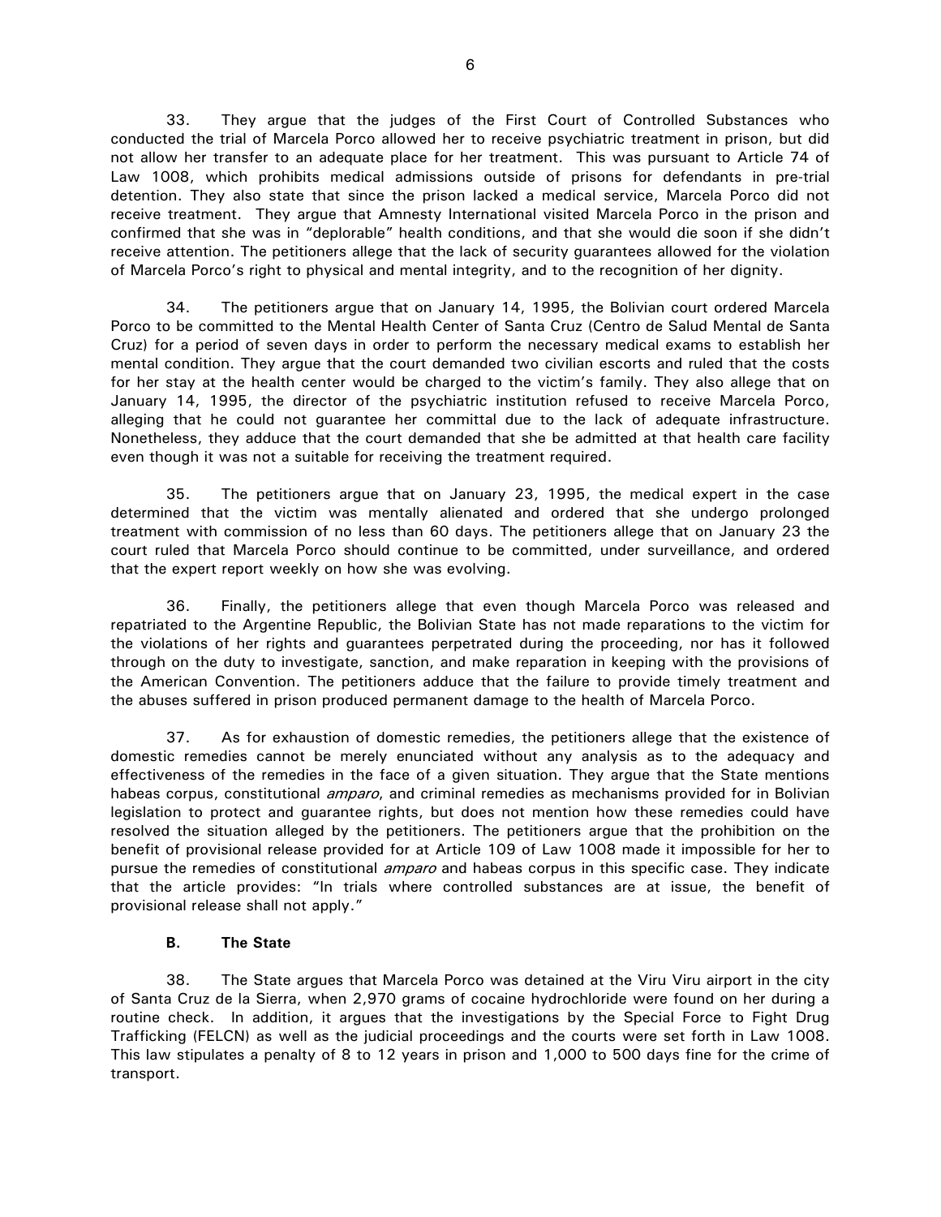33. They argue that the judges of the First Court of Controlled Substances who conducted the trial of Marcela Porco allowed her to receive psychiatric treatment in prison, but did not allow her transfer to an adequate place for her treatment. This was pursuant to Article 74 of Law 1008, which prohibits medical admissions outside of prisons for defendants in pre-trial detention. They also state that since the prison lacked a medical service, Marcela Porco did not receive treatment. They argue that Amnesty International visited Marcela Porco in the prison and confirmed that she was in "deplorable" health conditions, and that she would die soon if she didn't receive attention. The petitioners allege that the lack of security guarantees allowed for the violation of Marcela Porco's right to physical and mental integrity, and to the recognition of her dignity.

34. The petitioners argue that on January 14, 1995, the Bolivian court ordered Marcela Porco to be committed to the Mental Health Center of Santa Cruz (Centro de Salud Mental de Santa Cruz) for a period of seven days in order to perform the necessary medical exams to establish her mental condition. They argue that the court demanded two civilian escorts and ruled that the costs for her stay at the health center would be charged to the victim's family. They also allege that on January 14, 1995, the director of the psychiatric institution refused to receive Marcela Porco, alleging that he could not guarantee her committal due to the lack of adequate infrastructure. Nonetheless, they adduce that the court demanded that she be admitted at that health care facility even though it was not a suitable for receiving the treatment required.

35. The petitioners argue that on January 23, 1995, the medical expert in the case determined that the victim was mentally alienated and ordered that she undergo prolonged treatment with commission of no less than 60 days. The petitioners allege that on January 23 the court ruled that Marcela Porco should continue to be committed, under surveillance, and ordered that the expert report weekly on how she was evolving.

36. Finally, the petitioners allege that even though Marcela Porco was released and repatriated to the Argentine Republic, the Bolivian State has not made reparations to the victim for the violations of her rights and guarantees perpetrated during the proceeding, nor has it followed through on the duty to investigate, sanction, and make reparation in keeping with the provisions of the American Convention. The petitioners adduce that the failure to provide timely treatment and the abuses suffered in prison produced permanent damage to the health of Marcela Porco.

37. As for exhaustion of domestic remedies, the petitioners allege that the existence of domestic remedies cannot be merely enunciated without any analysis as to the adequacy and effectiveness of the remedies in the face of a given situation. They argue that the State mentions habeas corpus, constitutional *amparo*, and criminal remedies as mechanisms provided for in Bolivian legislation to protect and guarantee rights, but does not mention how these remedies could have resolved the situation alleged by the petitioners. The petitioners argue that the prohibition on the benefit of provisional release provided for at Article 109 of Law 1008 made it impossible for her to pursue the remedies of constitutional *amparo* and habeas corpus in this specific case. They indicate that the article provides: "In trials where controlled substances are at issue, the benefit of provisional release shall not apply."

### B. The State

38. The State argues that Marcela Porco was detained at the Viru Viru airport in the city of Santa Cruz de la Sierra, when 2,970 grams of cocaine hydrochloride were found on her during a routine check. In addition, it argues that the investigations by the Special Force to Fight Drug Trafficking (FELCN) as well as the judicial proceedings and the courts were set forth in Law 1008. This law stipulates a penalty of 8 to 12 years in prison and 1,000 to 500 days fine for the crime of transport.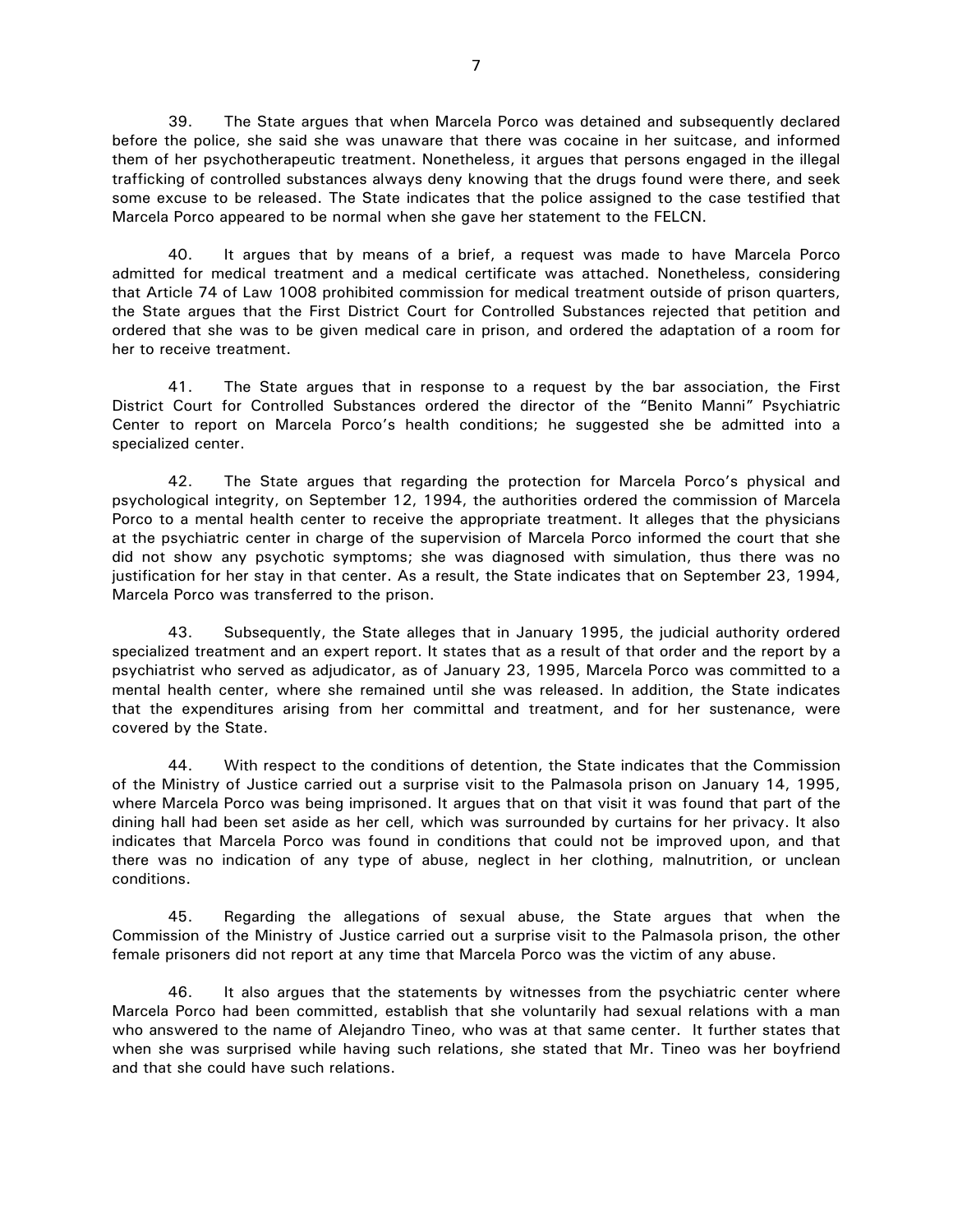39. The State argues that when Marcela Porco was detained and subsequently declared before the police, she said she was unaware that there was cocaine in her suitcase, and informed them of her psychotherapeutic treatment. Nonetheless, it argues that persons engaged in the illegal trafficking of controlled substances always deny knowing that the drugs found were there, and seek some excuse to be released. The State indicates that the police assigned to the case testified that Marcela Porco appeared to be normal when she gave her statement to the FELCN.

40. It argues that by means of a brief, a request was made to have Marcela Porco admitted for medical treatment and a medical certificate was attached. Nonetheless, considering that Article 74 of Law 1008 prohibited commission for medical treatment outside of prison quarters, the State argues that the First District Court for Controlled Substances rejected that petition and ordered that she was to be given medical care in prison, and ordered the adaptation of a room for her to receive treatment.

41. The State argues that in response to a request by the bar association, the First District Court for Controlled Substances ordered the director of the "Benito Manni" Psychiatric Center to report on Marcela Porco's health conditions; he suggested she be admitted into a specialized center.

42. The State argues that regarding the protection for Marcela Porco's physical and psychological integrity, on September 12, 1994, the authorities ordered the commission of Marcela Porco to a mental health center to receive the appropriate treatment. It alleges that the physicians at the psychiatric center in charge of the supervision of Marcela Porco informed the court that she did not show any psychotic symptoms; she was diagnosed with simulation, thus there was no justification for her stay in that center. As a result, the State indicates that on September 23, 1994, Marcela Porco was transferred to the prison.

43. Subsequently, the State alleges that in January 1995, the judicial authority ordered specialized treatment and an expert report. It states that as a result of that order and the report by a psychiatrist who served as adjudicator, as of January 23, 1995, Marcela Porco was committed to a mental health center, where she remained until she was released. In addition, the State indicates that the expenditures arising from her committal and treatment, and for her sustenance, were covered by the State.

44. With respect to the conditions of detention, the State indicates that the Commission of the Ministry of Justice carried out a surprise visit to the Palmasola prison on January 14, 1995, where Marcela Porco was being imprisoned. It argues that on that visit it was found that part of the dining hall had been set aside as her cell, which was surrounded by curtains for her privacy. It also indicates that Marcela Porco was found in conditions that could not be improved upon, and that there was no indication of any type of abuse, neglect in her clothing, malnutrition, or unclean conditions.

45. Regarding the allegations of sexual abuse, the State argues that when the Commission of the Ministry of Justice carried out a surprise visit to the Palmasola prison, the other female prisoners did not report at any time that Marcela Porco was the victim of any abuse.

46. It also argues that the statements by witnesses from the psychiatric center where Marcela Porco had been committed, establish that she voluntarily had sexual relations with a man who answered to the name of Alejandro Tineo, who was at that same center. It further states that when she was surprised while having such relations, she stated that Mr. Tineo was her boyfriend and that she could have such relations.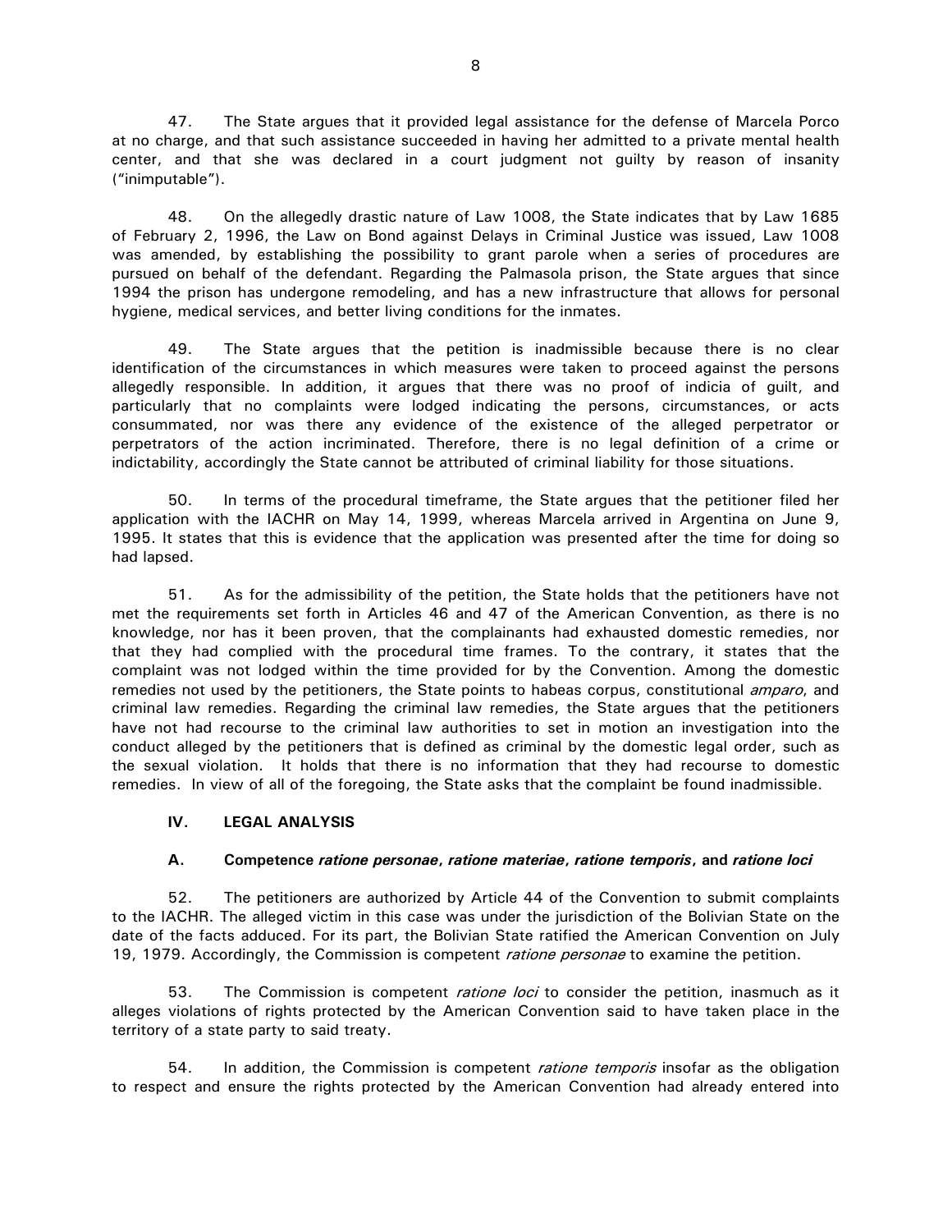47. The State argues that it provided legal assistance for the defense of Marcela Porco at no charge, and that such assistance succeeded in having her admitted to a private mental health center, and that she was declared in a court judgment not guilty by reason of insanity ("inimputable").

48. On the allegedly drastic nature of Law 1008, the State indicates that by Law 1685 of February 2, 1996, the Law on Bond against Delays in Criminal Justice was issued, Law 1008 was amended, by establishing the possibility to grant parole when a series of procedures are pursued on behalf of the defendant. Regarding the Palmasola prison, the State argues that since 1994 the prison has undergone remodeling, and has a new infrastructure that allows for personal hygiene, medical services, and better living conditions for the inmates.

49. The State argues that the petition is inadmissible because there is no clear identification of the circumstances in which measures were taken to proceed against the persons allegedly responsible. In addition, it argues that there was no proof of indicia of guilt, and particularly that no complaints were lodged indicating the persons, circumstances, or acts consummated, nor was there any evidence of the existence of the alleged perpetrator or perpetrators of the action incriminated. Therefore, there is no legal definition of a crime or indictability, accordingly the State cannot be attributed of criminal liability for those situations.

50. In terms of the procedural timeframe, the State argues that the petitioner filed her application with the IACHR on May 14, 1999, whereas Marcela arrived in Argentina on June 9, 1995. It states that this is evidence that the application was presented after the time for doing so had lapsed.

51. As for the admissibility of the petition, the State holds that the petitioners have not met the requirements set forth in Articles 46 and 47 of the American Convention, as there is no knowledge, nor has it been proven, that the complainants had exhausted domestic remedies, nor that they had complied with the procedural time frames. To the contrary, it states that the complaint was not lodged within the time provided for by the Convention. Among the domestic remedies not used by the petitioners, the State points to habeas corpus, constitutional *amparo*, and criminal law remedies. Regarding the criminal law remedies, the State argues that the petitioners have not had recourse to the criminal law authorities to set in motion an investigation into the conduct alleged by the petitioners that is defined as criminal by the domestic legal order, such as the sexual violation. It holds that there is no information that they had recourse to domestic remedies. In view of all of the foregoing, the State asks that the complaint be found inadmissible.

## IV. LEGAL ANALYSIS

### A. Competence *ratione personae*, *ratione materiae*, *ratione temporis*, and *ratione loci*

52. The petitioners are authorized by Article 44 of the Convention to submit complaints to the IACHR. The alleged victim in this case was under the jurisdiction of the Bolivian State on the date of the facts adduced. For its part, the Bolivian State ratified the American Convention on July 19, 1979. Accordingly, the Commission is competent *ratione personae* to examine the petition.

53. The Commission is competent *ratione loci* to consider the petition, inasmuch as it alleges violations of rights protected by the American Convention said to have taken place in the territory of a state party to said treaty.

54. In addition, the Commission is competent *ratione temporis* insofar as the obligation to respect and ensure the rights protected by the American Convention had already entered into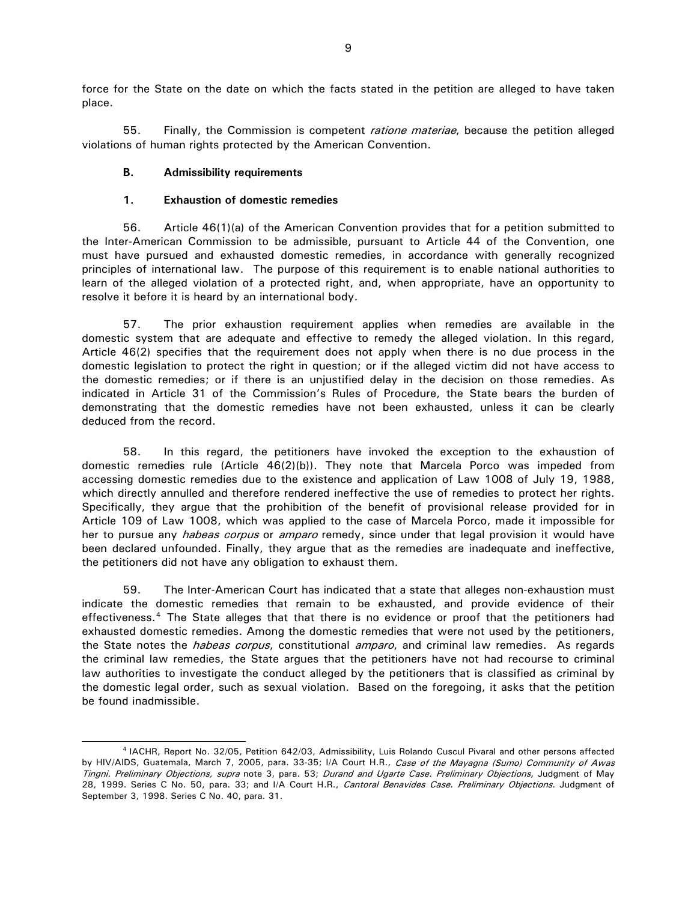force for the State on the date on which the facts stated in the petition are alleged to have taken place.

55. Finally, the Commission is competent *ratione materiae*, because the petition alleged violations of human rights protected by the American Convention.

### B. Admissibility requirements

#### 1. Exhaustion of domestic remedies

56. Article 46(1)(a) of the American Convention provides that for a petition submitted to the Inter-American Commission to be admissible, pursuant to Article 44 of the Convention, one must have pursued and exhausted domestic remedies, in accordance with generally recognized principles of international law. The purpose of this requirement is to enable national authorities to learn of the alleged violation of a protected right, and, when appropriate, have an opportunity to resolve it before it is heard by an international body.

57. The prior exhaustion requirement applies when remedies are available in the domestic system that are adequate and effective to remedy the alleged violation. In this regard, Article 46(2) specifies that the requirement does not apply when there is no due process in the domestic legislation to protect the right in question; or if the alleged victim did not have access to the domestic remedies; or if there is an unjustified delay in the decision on those remedies. As indicated in Article 31 of the Commission's Rules of Procedure, the State bears the burden of demonstrating that the domestic remedies have not been exhausted, unless it can be clearly deduced from the record.

58. In this regard, the petitioners have invoked the exception to the exhaustion of domestic remedies rule (Article 46(2)(b)). They note that Marcela Porco was impeded from accessing domestic remedies due to the existence and application of Law 1008 of July 19, 1988, which directly annulled and therefore rendered ineffective the use of remedies to protect her rights. Specifically, they argue that the prohibition of the benefit of provisional release provided for in Article 109 of Law 1008, which was applied to the case of Marcela Porco, made it impossible for her to pursue any *habeas corpus* or *amparo* remedy, since under that legal provision it would have been declared unfounded. Finally, they argue that as the remedies are inadequate and ineffective, the petitioners did not have any obligation to exhaust them.

59. The Inter-American Court has indicated that a state that alleges non-exhaustion must indicate the domestic remedies that remain to be exhausted, and provide evidence of their effectiveness.[4] The State alleges that that there is no evidence or proof that the petitioners had exhausted domestic remedies. Among the domestic remedies that were not used by the petitioners, the State notes the *habeas corpus*, constitutional *amparo*, and criminal law remedies. As regards the criminal law remedies, the State argues that the petitioners have not had recourse to criminal law authorities to investigate the conduct alleged by the petitioners that is classified as criminal by the domestic legal order, such as sexual violation. Based on the foregoing, it asks that the petition be found inadmissible.

---

[4] IACHR, Report No. 32/05, Petition 642/03, Admissibility, Luis Rolando Cuscul Pivaral and other persons affected by HIV/AIDS, Guatemala, March 7, 2005, para. 33-35; I/A Court H.R., *Case of the Mayagna (Sumo) Community of Awas Tingni. Preliminary Objections, supra* note 3, para. 53; *Durand and Ugarte Case. Preliminary Objections,* Judgment of May 28, 1999. Series C No. 50, para. 33; and I/A Court H.R., *Cantoral Benavides Case. Preliminary Objections*. Judgment of September 3, 1998. Series C No. 40, para. 31.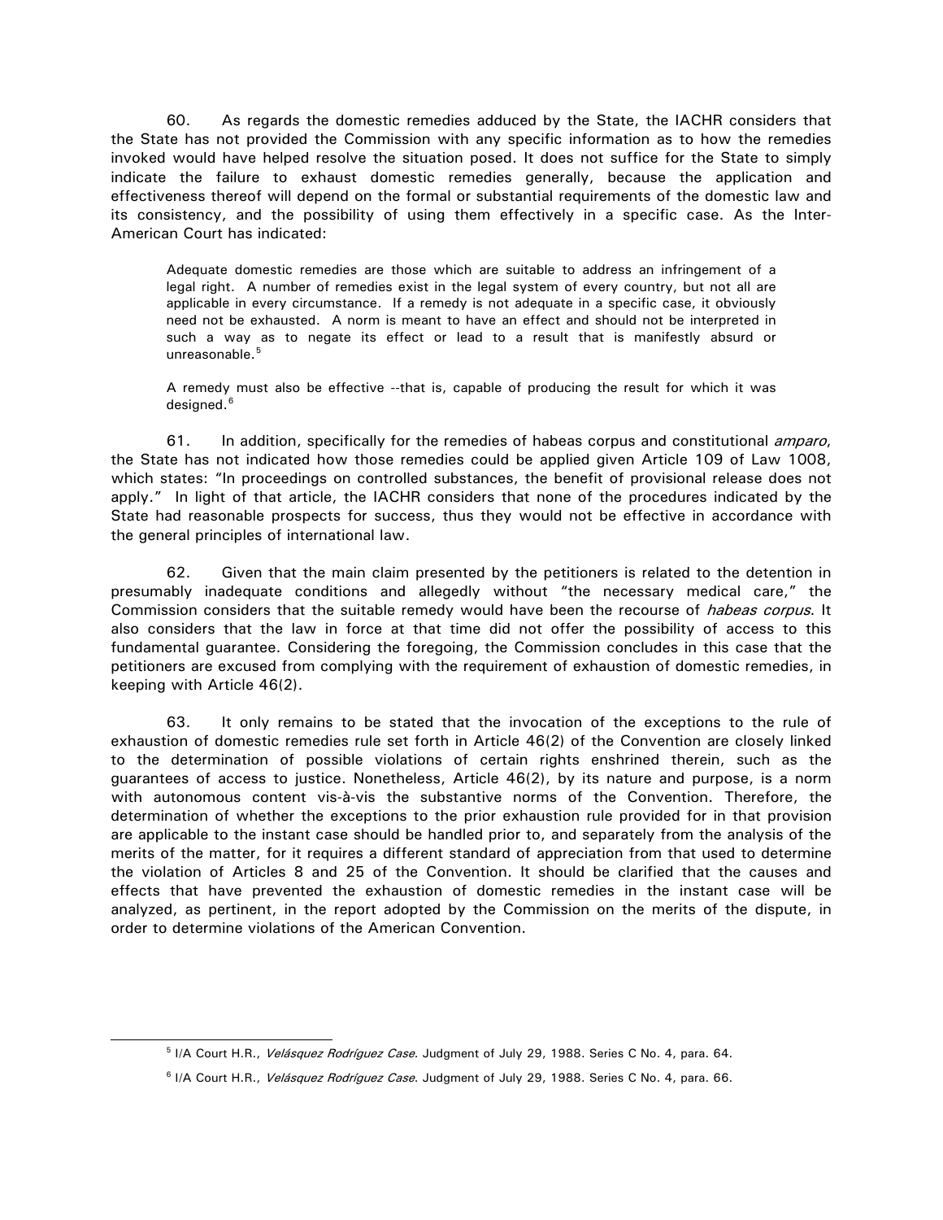60. As regards the domestic remedies adduced by the State, the IACHR considers that the State has not provided the Commission with any specific information as to how the remedies invoked would have helped resolve the situation posed. It does not suffice for the State to simply indicate the failure to exhaust domestic remedies generally, because the application and effectiveness thereof will depend on the formal or substantial requirements of the domestic law and its consistency, and the possibility of using them effectively in a specific case. As the Inter-American Court has indicated:

> Adequate domestic remedies are those which are suitable to address an infringement of a legal right. A number of remedies exist in the legal system of every country, but not all are applicable in every circumstance. If a remedy is not adequate in a specific case, it obviously need not be exhausted. A norm is meant to have an effect and should not be interpreted in such a way as to negate its effect or lead to a result that is manifestly absurd or unreasonable.[5]
>
> A remedy must also be effective --that is, capable of producing the result for which it was designed.[6]

61. In addition, specifically for the remedies of habeas corpus and constitutional *amparo*, the State has not indicated how those remedies could be applied given Article 109 of Law 1008, which states: "In proceedings on controlled substances, the benefit of provisional release does not apply." In light of that article, the IACHR considers that none of the procedures indicated by the State had reasonable prospects for success, thus they would not be effective in accordance with the general principles of international law.

62. Given that the main claim presented by the petitioners is related to the detention in presumably inadequate conditions and allegedly without "the necessary medical care," the Commission considers that the suitable remedy would have been the recourse of *habeas corpus*. It also considers that the law in force at that time did not offer the possibility of access to this fundamental guarantee. Considering the foregoing, the Commission concludes in this case that the petitioners are excused from complying with the requirement of exhaustion of domestic remedies, in keeping with Article 46(2).

63. It only remains to be stated that the invocation of the exceptions to the rule of exhaustion of domestic remedies rule set forth in Article 46(2) of the Convention are closely linked to the determination of possible violations of certain rights enshrined therein, such as the guarantees of access to justice. Nonetheless, Article 46(2), by its nature and purpose, is a norm with autonomous content vis-à-vis the substantive norms of the Convention. Therefore, the determination of whether the exceptions to the prior exhaustion rule provided for in that provision are applicable to the instant case should be handled prior to, and separately from the analysis of the merits of the matter, for it requires a different standard of appreciation from that used to determine the violation of Articles 8 and 25 of the Convention. It should be clarified that the causes and effects that have prevented the exhaustion of domestic remedies in the instant case will be analyzed, as pertinent, in the report adopted by the Commission on the merits of the dispute, in order to determine violations of the American Convention.

---

[5] I/A Court H.R., *Velásquez Rodríguez Case*. Judgment of July 29, 1988. Series C No. 4, para. 64.

[6] I/A Court H.R., *Velásquez Rodríguez Case*. Judgment of July 29, 1988. Series C No. 4, para. 66.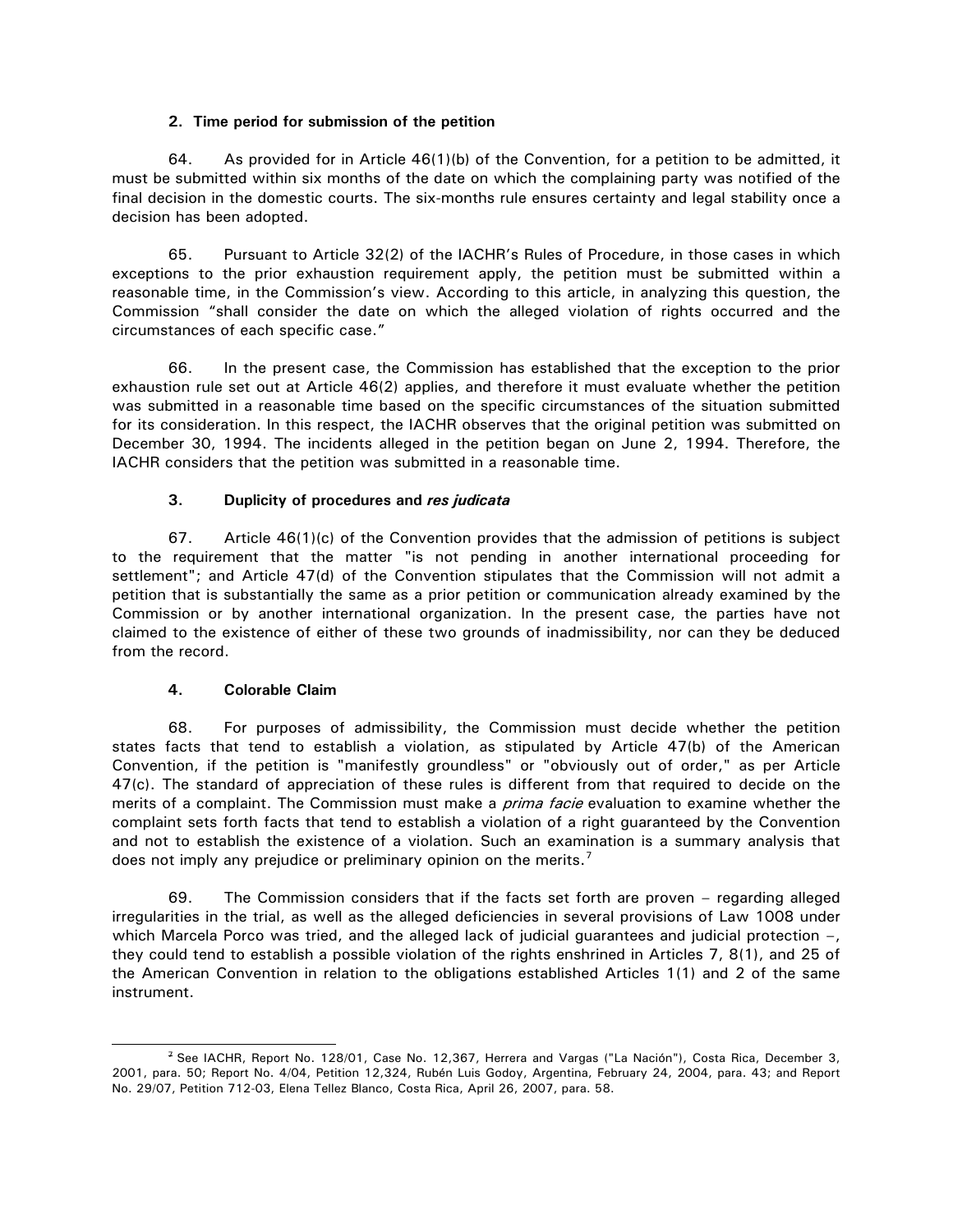#### 2. Time period for submission of the petition

64. As provided for in Article 46(1)(b) of the Convention, for a petition to be admitted, it must be submitted within six months of the date on which the complaining party was notified of the final decision in the domestic courts. The six-months rule ensures certainty and legal stability once a decision has been adopted.

65. Pursuant to Article 32(2) of the IACHR's Rules of Procedure, in those cases in which exceptions to the prior exhaustion requirement apply, the petition must be submitted within a reasonable time, in the Commission's view. According to this article, in analyzing this question, the Commission "shall consider the date on which the alleged violation of rights occurred and the circumstances of each specific case."

66. In the present case, the Commission has established that the exception to the prior exhaustion rule set out at Article 46(2) applies, and therefore it must evaluate whether the petition was submitted in a reasonable time based on the specific circumstances of the situation submitted for its consideration. In this respect, the IACHR observes that the original petition was submitted on December 30, 1994. The incidents alleged in the petition began on June 2, 1994. Therefore, the IACHR considers that the petition was submitted in a reasonable time.

#### 3. Duplicity of procedures and *res judicata*

67. Article 46(1)(c) of the Convention provides that the admission of petitions is subject to the requirement that the matter "is not pending in another international proceeding for settlement"; and Article 47(d) of the Convention stipulates that the Commission will not admit a petition that is substantially the same as a prior petition or communication already examined by the Commission or by another international organization. In the present case, the parties have not claimed to the existence of either of these two grounds of inadmissibility, nor can they be deduced from the record.

#### 4. Colorable Claim

68. For purposes of admissibility, the Commission must decide whether the petition states facts that tend to establish a violation, as stipulated by Article 47(b) of the American Convention, if the petition is "manifestly groundless" or "obviously out of order," as per Article 47(c). The standard of appreciation of these rules is different from that required to decide on the merits of a complaint. The Commission must make a *prima facie* evaluation to examine whether the complaint sets forth facts that tend to establish a violation of a right guaranteed by the Convention and not to establish the existence of a violation. Such an examination is a summary analysis that does not imply any prejudice or preliminary opinion on the merits.[7]

69. The Commission considers that if the facts set forth are proven – regarding alleged irregularities in the trial, as well as the alleged deficiencies in several provisions of Law 1008 under which Marcela Porco was tried, and the alleged lack of judicial guarantees and judicial protection –, they could tend to establish a possible violation of the rights enshrined in Articles 7, 8(1), and 25 of the American Convention in relation to the obligations established Articles 1(1) and 2 of the same instrument.

---

[7] See IACHR, Report No. 128/01, Case No. 12,367, Herrera and Vargas ("La Nación"), Costa Rica, December 3, 2001, para. 50; Report No. 4/04, Petition 12,324, Rubén Luis Godoy, Argentina, February 24, 2004, para. 43; and Report No. 29/07, Petition 712-03, Elena Tellez Blanco, Costa Rica, April 26, 2007, para. 58.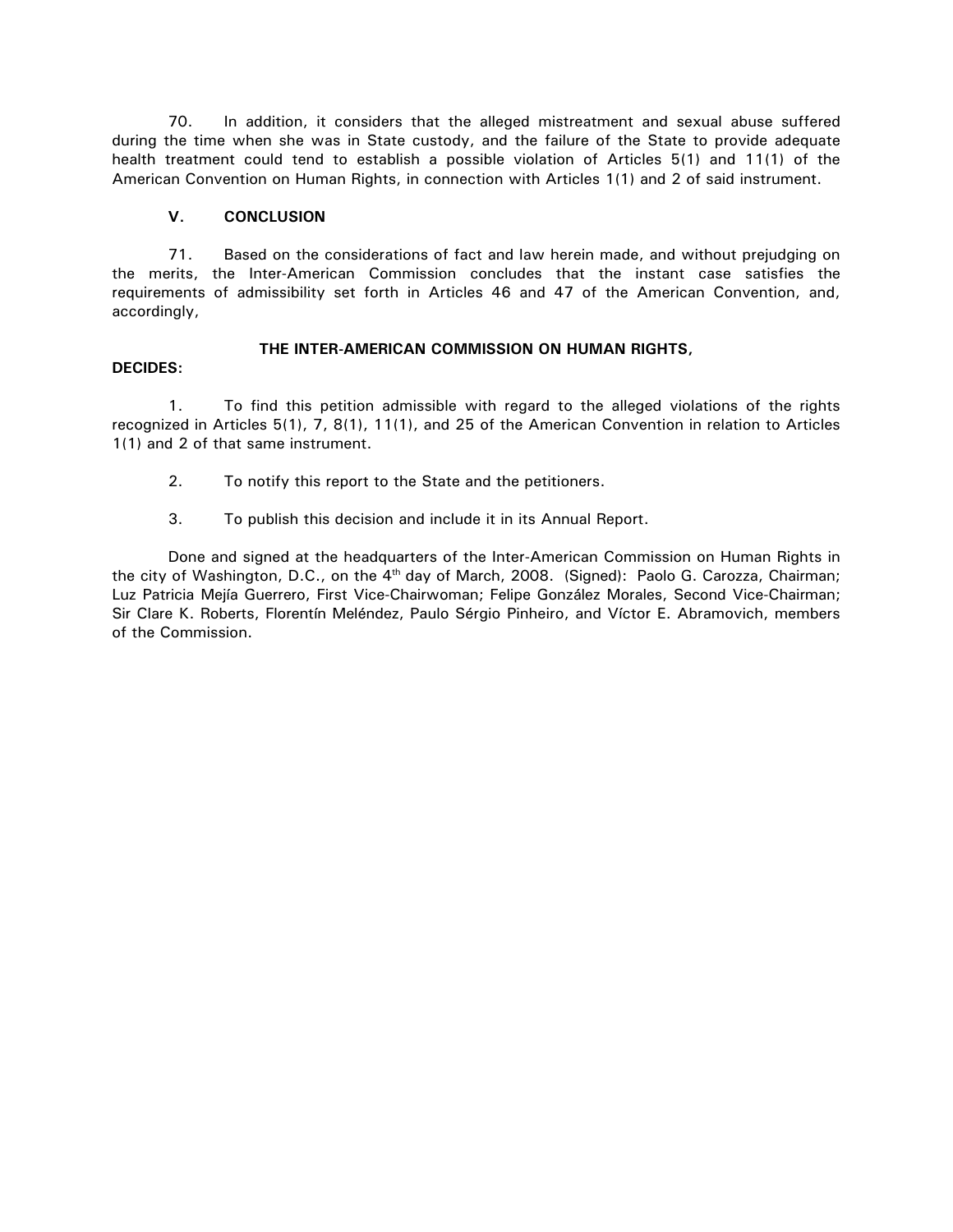70. In addition, it considers that the alleged mistreatment and sexual abuse suffered during the time when she was in State custody, and the failure of the State to provide adequate health treatment could tend to establish a possible violation of Articles 5(1) and 11(1) of the American Convention on Human Rights, in connection with Articles 1(1) and 2 of said instrument.

## V. CONCLUSION

71. Based on the considerations of fact and law herein made, and without prejudging on the merits, the Inter-American Commission concludes that the instant case satisfies the requirements of admissibility set forth in Articles 46 and 47 of the American Convention, and, accordingly,

**THE INTER-AMERICAN COMMISSION ON HUMAN RIGHTS,**

**DECIDES:**

1. To find this petition admissible with regard to the alleged violations of the rights recognized in Articles 5(1), 7, 8(1), 11(1), and 25 of the American Convention in relation to Articles 1(1) and 2 of that same instrument.

2. To notify this report to the State and the petitioners.

3. To publish this decision and include it in its Annual Report.

Done and signed at the headquarters of the Inter-American Commission on Human Rights in the city of Washington, D.C., on the 4th day of March, 2008. (Signed): Paolo G. Carozza, Chairman; Luz Patricia Mejía Guerrero, First Vice-Chairwoman; Felipe González Morales, Second Vice-Chairman; Sir Clare K. Roberts, Florentín Meléndez, Paulo Sérgio Pinheiro, and Víctor E. Abramovich, members of the Commission.